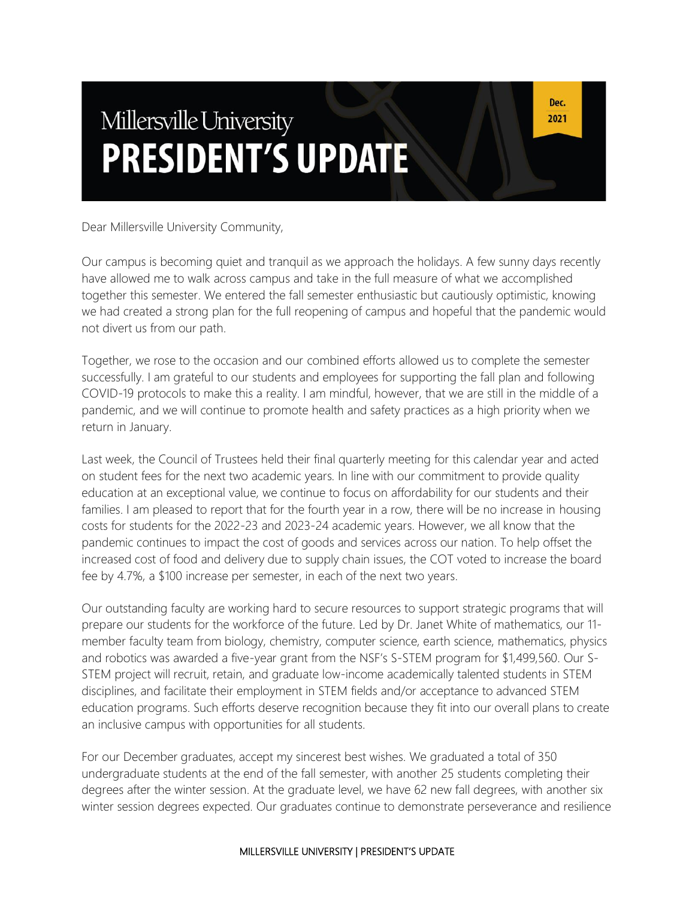# Millersville University PRESIDENT'S UPDATE

Dec. 2021

Dear Millersville University Community,

Our campus is becoming quiet and tranquil as we approach the holidays. A few sunny days recently have allowed me to walk across campus and take in the full measure of what we accomplished together this semester. We entered the fall semester enthusiastic but cautiously optimistic, knowing we had created a strong plan for the full reopening of campus and hopeful that the pandemic would not divert us from our path.

Together, we rose to the occasion and our combined efforts allowed us to complete the semester successfully. I am grateful to our students and employees for supporting the fall plan and following COVID-19 protocols to make this a reality. I am mindful, however, that we are still in the middle of a pandemic, and we will continue to promote health and safety practices as a high priority when we return in January.

Last week, the Council of Trustees held their final quarterly meeting for this calendar year and acted on student fees for the next two academic years. In line with our commitment to provide quality education at an exceptional value, we continue to focus on affordability for our students and their families. I am pleased to report that for the fourth year in a row, there will be no increase in housing costs for students for the 2022-23 and 2023-24 academic years. However, we all know that the pandemic continues to impact the cost of goods and services across our nation. To help offset the increased cost of food and delivery due to supply chain issues, the COT voted to increase the board fee by 4.7%, a $100 increase per semester, in each of the next two years.

Our outstanding faculty are working hard to secure resources to support strategic programs that will prepare our students for the workforce of the future. Led by Dr. Janet White of mathematics, our 11-member faculty team from biology, chemistry, computer science, earth science, mathematics, physics and robotics was awarded a five-year grant from the NSF's S-STEM program for $1,499,560. Our S-STEM project will recruit, retain, and graduate low-income academically talented students in STEM disciplines, and facilitate their employment in STEM fields and/or acceptance to advanced STEM education programs. Such efforts deserve recognition because they fit into our overall plans to create an inclusive campus with opportunities for all students.

For our December graduates, accept my sincerest best wishes. We graduated a total of 350 undergraduate students at the end of the fall semester, with another 25 students completing their degrees after the winter session. At the graduate level, we have 62 new fall degrees, with another six winter session degrees expected. Our graduates continue to demonstrate perseverance and resilience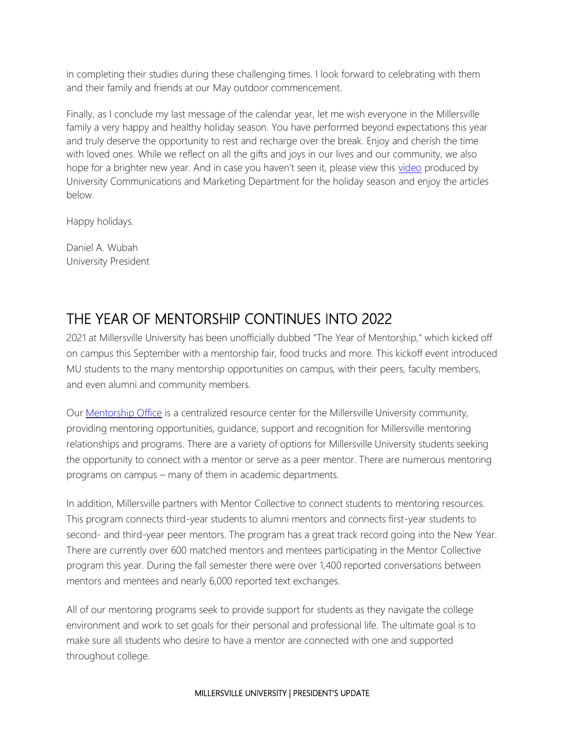in completing their studies during these challenging times. I look forward to celebrating with them and their family and friends at our May outdoor commencement.

Finally, as I conclude my last message of the calendar year, let me wish everyone in the Millersville family a very happy and healthy holiday season. You have performed beyond expectations this year and truly deserve the opportunity to rest and recharge over the break. Enjoy and cherish the time with loved ones. While we reflect on all the gifts and joys in our lives and our community, we also hope for a brighter new year. And in case you haven't seen it, please view this video produced by University Communications and Marketing Department for the holiday season and enjoy the articles below.

Happy holidays.

Daniel A. Wubah
University President

## THE YEAR OF MENTORSHIP CONTINUES INTO 2022

2021 at Millersville University has been unofficially dubbed "The Year of Mentorship," which kicked off on campus this September with a mentorship fair, food trucks and more. This kickoff event introduced MU students to the many mentorship opportunities on campus, with their peers, faculty members, and even alumni and community members.

Our Mentorship Office is a centralized resource center for the Millersville University community, providing mentoring opportunities, guidance, support and recognition for Millersville mentoring relationships and programs. There are a variety of options for Millersville University students seeking the opportunity to connect with a mentor or serve as a peer mentor. There are numerous mentoring programs on campus – many of them in academic departments.

In addition, Millersville partners with Mentor Collective to connect students to mentoring resources. This program connects third-year students to alumni mentors and connects first-year students to second- and third-year peer mentors. The program has a great track record going into the New Year. There are currently over 600 matched mentors and mentees participating in the Mentor Collective program this year. During the fall semester there were over 1,400 reported conversations between mentors and mentees and nearly 6,000 reported text exchanges.

All of our mentoring programs seek to provide support for students as they navigate the college environment and work to set goals for their personal and professional life. The ultimate goal is to make sure all students who desire to have a mentor are connected with one and supported throughout college.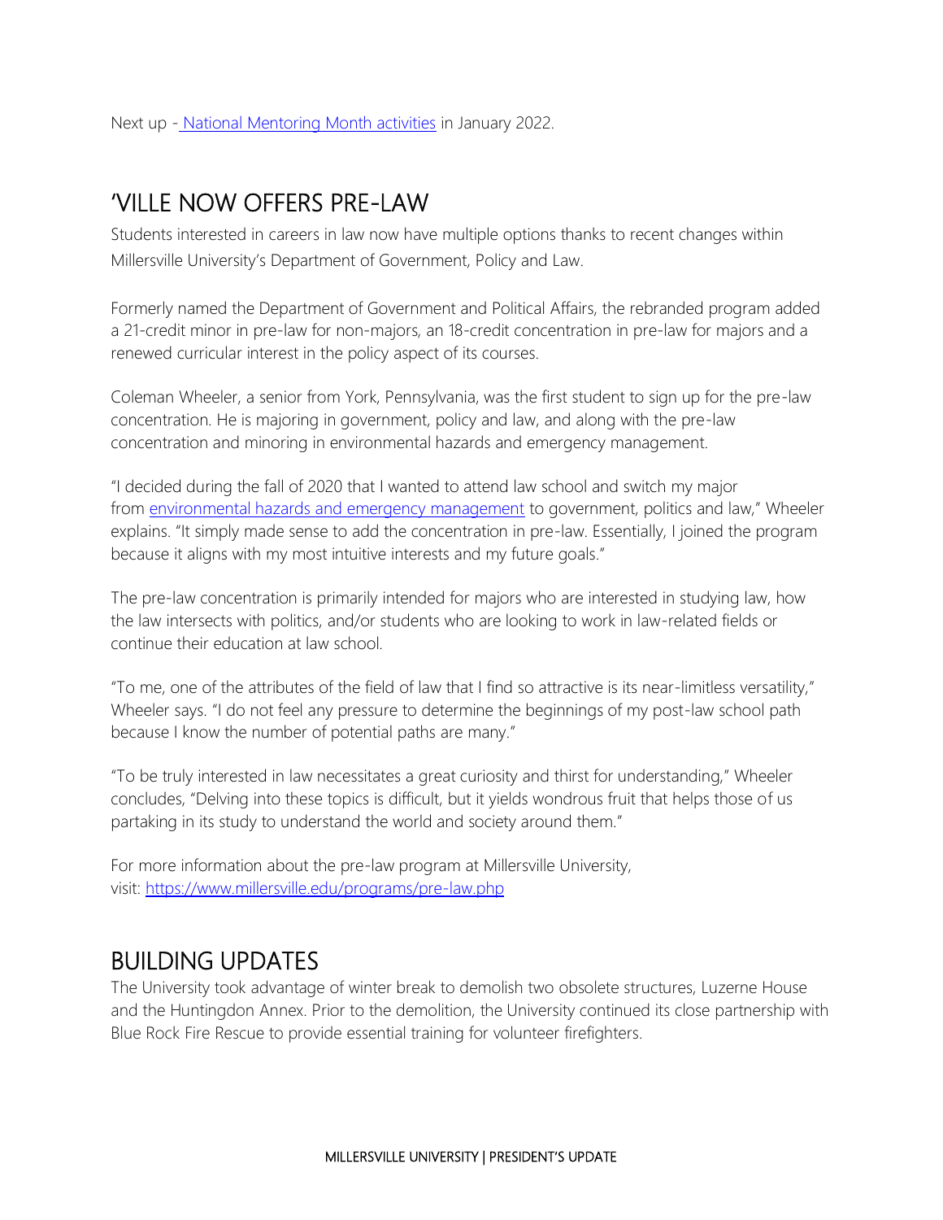Next up - [National Mentoring Month activities](#) in January 2022.

## 'VILLE NOW OFFERS PRE-LAW

Students interested in careers in law now have multiple options thanks to recent changes within Millersville University's Department of Government, Policy and Law.

Formerly named the Department of Government and Political Affairs, the rebranded program added a 21-credit minor in pre-law for non-majors, an 18-credit concentration in pre-law for majors and a renewed curricular interest in the policy aspect of its courses.

Coleman Wheeler, a senior from York, Pennsylvania, was the first student to sign up for the pre-law concentration. He is majoring in government, policy and law, and along with the pre-law concentration and minoring in environmental hazards and emergency management.

"I decided during the fall of 2020 that I wanted to attend law school and switch my major from [environmental hazards and emergency management](#) to government, politics and law," Wheeler explains. "It simply made sense to add the concentration in pre-law. Essentially, I joined the program because it aligns with my most intuitive interests and my future goals."

The pre-law concentration is primarily intended for majors who are interested in studying law, how the law intersects with politics, and/or students who are looking to work in law-related fields or continue their education at law school.

"To me, one of the attributes of the field of law that I find so attractive is its near-limitless versatility," Wheeler says. "I do not feel any pressure to determine the beginnings of my post-law school path because I know the number of potential paths are many."

"To be truly interested in law necessitates a great curiosity and thirst for understanding," Wheeler concludes, "Delving into these topics is difficult, but it yields wondrous fruit that helps those of us partaking in its study to understand the world and society around them."

For more information about the pre-law program at Millersville University, visit: [https://www.millersville.edu/programs/pre-law.php](https://www.millersville.edu/programs/pre-law.php)

## BUILDING UPDATES

The University took advantage of winter break to demolish two obsolete structures, Luzerne House and the Huntingdon Annex. Prior to the demolition, the University continued its close partnership with Blue Rock Fire Rescue to provide essential training for volunteer firefighters.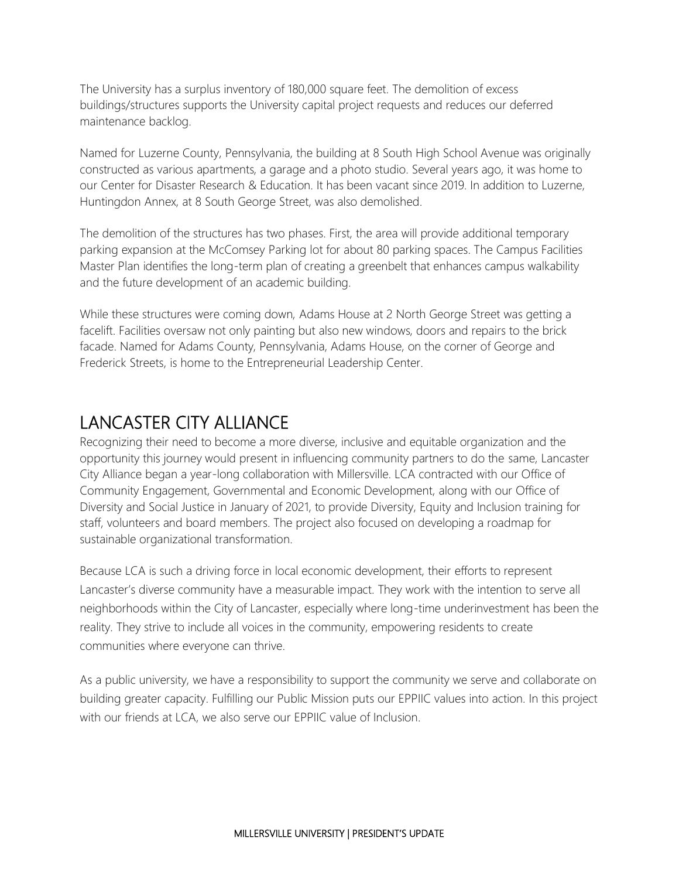The University has a surplus inventory of 180,000 square feet. The demolition of excess buildings/structures supports the University capital project requests and reduces our deferred maintenance backlog.

Named for Luzerne County, Pennsylvania, the building at 8 South High School Avenue was originally constructed as various apartments, a garage and a photo studio. Several years ago, it was home to our Center for Disaster Research & Education. It has been vacant since 2019. In addition to Luzerne, Huntingdon Annex, at 8 South George Street, was also demolished.

The demolition of the structures has two phases. First, the area will provide additional temporary parking expansion at the McComsey Parking lot for about 80 parking spaces. The Campus Facilities Master Plan identifies the long-term plan of creating a greenbelt that enhances campus walkability and the future development of an academic building.

While these structures were coming down, Adams House at 2 North George Street was getting a facelift. Facilities oversaw not only painting but also new windows, doors and repairs to the brick facade. Named for Adams County, Pennsylvania, Adams House, on the corner of George and Frederick Streets, is home to the Entrepreneurial Leadership Center.

## LANCASTER CITY ALLIANCE

Recognizing their need to become a more diverse, inclusive and equitable organization and the opportunity this journey would present in influencing community partners to do the same, Lancaster City Alliance began a year-long collaboration with Millersville. LCA contracted with our Office of Community Engagement, Governmental and Economic Development, along with our Office of Diversity and Social Justice in January of 2021, to provide Diversity, Equity and Inclusion training for staff, volunteers and board members. The project also focused on developing a roadmap for sustainable organizational transformation.

Because LCA is such a driving force in local economic development, their efforts to represent Lancaster's diverse community have a measurable impact. They work with the intention to serve all neighborhoods within the City of Lancaster, especially where long-time underinvestment has been the reality. They strive to include all voices in the community, empowering residents to create communities where everyone can thrive.

As a public university, we have a responsibility to support the community we serve and collaborate on building greater capacity. Fulfilling our Public Mission puts our EPPIIC values into action. In this project with our friends at LCA, we also serve our EPPIIC value of Inclusion.